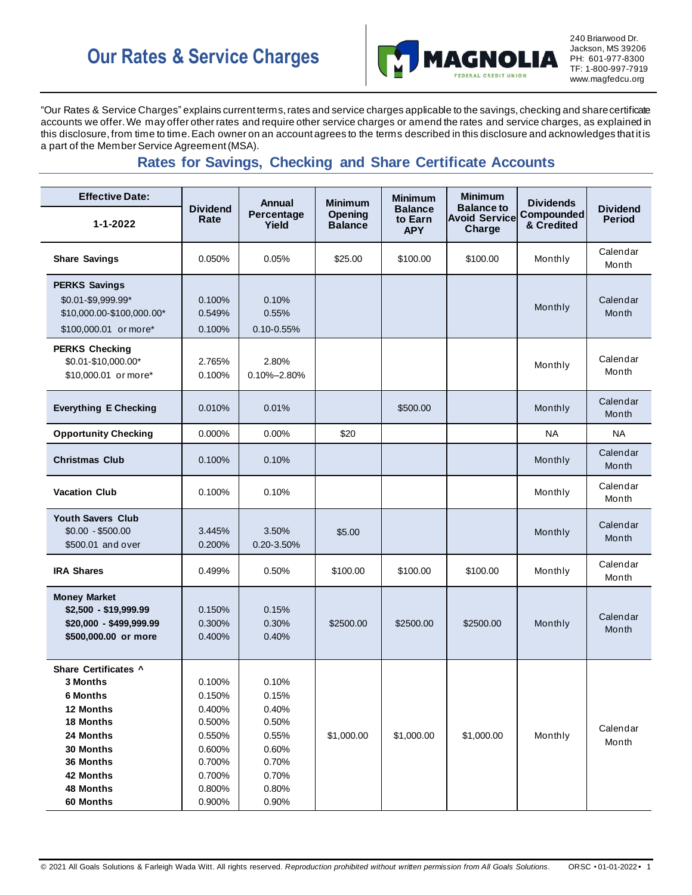# Our Rates & Service Charges

240 Briarwood Dr.
Jackson, MS 39206
PH: 601-977-8300
TF: 1-800-997-7919
www.magfedcu.org

"Our Rates & Service Charges" explains current terms, rates and service charges applicable to the savings, checking and share certificate accounts we offer. We may offer other rates and require other service charges or amend the rates and service charges, as explained in this disclosure, from time to time. Each owner on an account agrees to the terms described in this disclosure and acknowledges that it is a part of the Member Service Agreement (MSA).

## Rates for Savings, Checking and Share Certificate Accounts

| Effective Date: 1-1-2022 | Dividend Rate | Annual Percentage Yield | Minimum Opening Balance | Minimum Balance to Earn APY | Minimum Balance to Avoid Service Charge | Dividends Compounded & Credited | Dividend Period |
|---|---|---|---|---|---|---|---|
| **Share Savings** | 0.050% | 0.05% | $25.00 | $100.00 | $100.00 | Monthly | Calendar Month |
| **PERKS Savings**<br>$0.01-$9,999.99*<br>$10,000.00-$100,000.00*<br>$100,000.01 or more* | <br>0.100%<br>0.549%<br>0.100% | <br>0.10%<br>0.55%<br>0.10-0.55% | | | | Monthly | Calendar Month |
| **PERKS Checking**<br>$0.01-$10,000.00*<br>$10,000.01 or more* | <br>2.765%<br>0.100% | <br>2.80%<br>0.10%–2.80% | | | | Monthly | Calendar Month |
| **Everything E Checking** | 0.010% | 0.01% | | $500.00 | | Monthly | Calendar Month |
| **Opportunity Checking** | 0.000% | 0.00% | $20 | | | NA | NA |
| **Christmas Club** | 0.100% | 0.10% | | | | Monthly | Calendar Month |
| **Vacation Club** | 0.100% | 0.10% | | | | Monthly | Calendar Month |
| **Youth Savers Club**<br>$0.00 - $500.00<br>$500.01 and over | <br>3.445%<br>0.200% | <br>3.50%<br>0.20-3.50% | $5.00 | | | Monthly | Calendar Month |
| **IRA Shares** | 0.499% | 0.50% | $100.00 | $100.00 | $100.00 | Monthly | Calendar Month |
| **Money Market**<br>**$2,500 - $19,999.99**<br>**$20,000 - $499,999.99**<br>**$500,000.00 or more** | <br>0.150%<br>0.300%<br>0.400% | <br>0.15%<br>0.30%<br>0.40% | $2500.00 | $2500.00 | $2500.00 | Monthly | Calendar Month |
| **Share Certificates ^**<br>**3 Months**<br>**6 Months**<br>**12 Months**<br>**18 Months**<br>**24 Months**<br>**30 Months**<br>**36 Months**<br>**42 Months**<br>**48 Months**<br>**60 Months** | <br>0.100%<br>0.150%<br>0.400%<br>0.500%<br>0.550%<br>0.600%<br>0.700%<br>0.700%<br>0.800%<br>0.900% | <br>0.10%<br>0.15%<br>0.40%<br>0.50%<br>0.55%<br>0.60%<br>0.70%<br>0.70%<br>0.80%<br>0.90% | $1,000.00 | $1,000.00 | $1,000.00 | Monthly | Calendar Month |

© 2021 All Goals Solutions & Farleigh Wada Witt. All rights reserved. *Reproduction prohibited without written permission from All Goals Solutions.* ORSC • 01-01-2022 •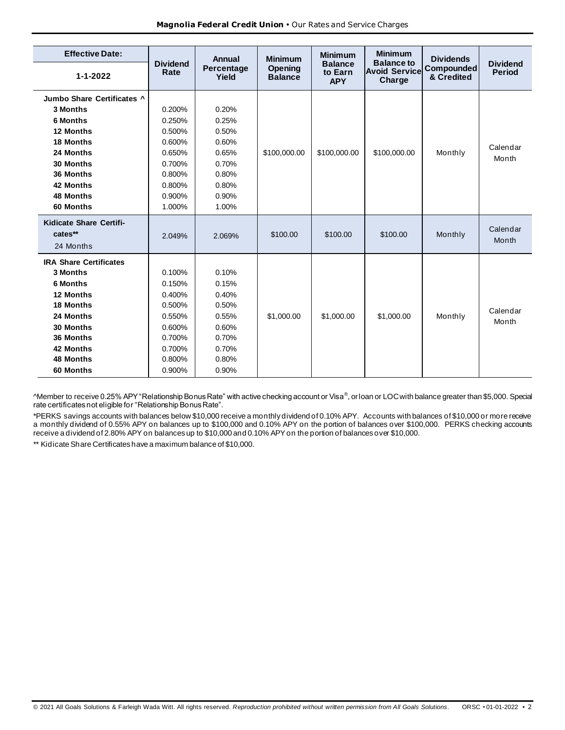| Effective Date: 1-1-2022 | Dividend Rate | Annual Percentage Yield | Minimum Opening Balance | Minimum Balance to Earn APY | Minimum Balance to Avoid Service Charge | Dividends Compounded & Credited | Dividend Period |
|---|---|---|---|---|---|---|---|
| **Jumbo Share Certificates ^** | | | | | | | |
| **3 Months** | 0.200% | 0.20% | $100,000.00 | $100,000.00 | $100,000.00 | Monthly | Calendar Month |
| **6 Months** | 0.250% | 0.25% | | | | | |
| **12 Months** | 0.500% | 0.50% | | | | | |
| **18 Months** | 0.600% | 0.60% | | | | | |
| **24 Months** | 0.650% | 0.65% | | | | | |
| **30 Months** | 0.700% | 0.70% | | | | | |
| **36 Months** | 0.800% | 0.80% | | | | | |
| **42 Months** | 0.800% | 0.80% | | | | | |
| **48 Months** | 0.900% | 0.90% | | | | | |
| **60 Months** | 1.000% | 1.00% | | | | | |
| **Kidicate Share Certificates**** 24 Months | 2.049% | 2.069% | $100.00 | $100.00 | $100.00 | Monthly | Calendar Month |
| **IRA Share Certificates** | | | | | | | |
| **3 Months** | 0.100% | 0.10% | $1,000.00 | $1,000.00 | $1,000.00 | Monthly | Calendar Month |
| **6 Months** | 0.150% | 0.15% | | | | | |
| **12 Months** | 0.400% | 0.40% | | | | | |
| **18 Months** | 0.500% | 0.50% | | | | | |
| **24 Months** | 0.550% | 0.55% | | | | | |
| **30 Months** | 0.600% | 0.60% | | | | | |
| **36 Months** | 0.700% | 0.70% | | | | | |
| **42 Months** | 0.700% | 0.70% | | | | | |
| **48 Months** | 0.800% | 0.80% | | | | | |
| **60 Months** | 0.900% | 0.90% | | | | | |

^Member to receive 0.25% APY "Relationship Bonus Rate" with active checking account or Visa®, or loan or LOC with balance greater than $5,000. Special rate certificates not eligible for "Relationship Bonus Rate".

*PERKS savings accounts with balances below $10,000 receive a monthly dividend of 0.10% APY. Accounts with balances of $10,000 or more receive a monthly dividend of 0.55% APY on balances up to $100,000 and 0.10% APY on the portion of balances over $100,000. PERKS checking accounts receive a dividend of 2.80% APY on balances up to $10,000 and 0.10% APY on the portion of balances over $10,000.

** Kidicate Share Certificates have a maximum balance of $10,000.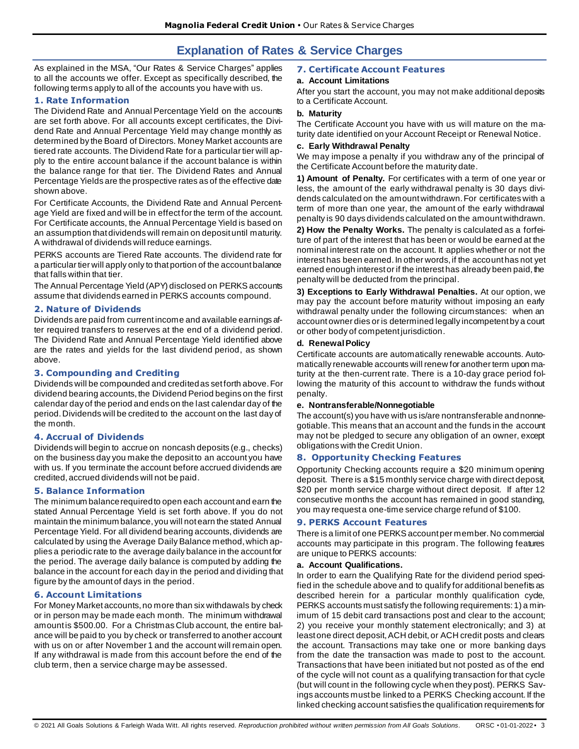# Explanation of Rates & Service Charges

As explained in the MSA, "Our Rates & Service Charges" applies to all the accounts we offer. Except as specifically described, the following terms apply to all of the accounts you have with us.

## 1. Rate Information

The Dividend Rate and Annual Percentage Yield on the accounts are set forth above. For all accounts except certificates, the Dividend Rate and Annual Percentage Yield may change monthly as determined by the Board of Directors. Money Market accounts are tiered rate accounts. The Dividend Rate for a particular tier will apply to the entire account balance if the account balance is within the balance range for that tier. The Dividend Rates and Annual Percentage Yields are the prospective rates as of the effective date shown above.

For Certificate Accounts, the Dividend Rate and Annual Percentage Yield are fixed and will be in effect for the term of the account. For Certificate accounts, the Annual Percentage Yield is based on an assumption that dividends will remain on deposit until maturity. A withdrawal of dividends will reduce earnings.

PERKS accounts are Tiered Rate accounts. The dividend rate for a particular tier will apply only to that portion of the account balance that falls within that tier.

The Annual Percentage Yield (APY) disclosed on PERKS accounts assume that dividends earned in PERKS accounts compound.

## 2. Nature of Dividends

Dividends are paid from current income and available earnings after required transfers to reserves at the end of a dividend period. The Dividend Rate and Annual Percentage Yield identified above are the rates and yields for the last dividend period, as shown above.

## 3. Compounding and Crediting

Dividends will be compounded and credited as set forth above. For dividend bearing accounts, the Dividend Period begins on the first calendar day of the period and ends on the last calendar day of the period. Dividends will be credited to the account on the last day of the month.

## 4. Accrual of Dividends

Dividends will begin to accrue on noncash deposits (e.g., checks) on the business day you make the deposit to an account you have with us. If you terminate the account before accrued dividends are credited, accrued dividends will not be paid.

## 5. Balance Information

The minimum balance required to open each account and earn the stated Annual Percentage Yield is set forth above. If you do not maintain the minimum balance, you will not earn the stated Annual Percentage Yield. For all dividend bearing accounts, dividends are calculated by using the Average Daily Balance method, which applies a periodic rate to the average daily balance in the account for the period. The average daily balance is computed by adding the balance in the account for each day in the period and dividing that figure by the amount of days in the period.

## 6. Account Limitations

For Money Market accounts, no more than six withdawals by check or in person may be made each month. The minimum withdrawal amount is $500.00. For a Christmas Club account, the entire balance will be paid to you by check or transferred to another account with us on or after November 1 and the account will remain open. If any withdrawal is made from this account before the end of the club term, then a service charge may be assessed.

## 7. Certificate Account Features

### a. Account Limitations

After you start the account, you may not make additional deposits to a Certificate Account.

### b. Maturity

The Certificate Account you have with us will mature on the maturity date identified on your Account Receipt or Renewal Notice.

### c. Early Withdrawal Penalty

We may impose a penalty if you withdraw any of the principal of the Certificate Account before the maturity date.

**1) Amount of Penalty.** For certificates with a term of one year or less, the amount of the early withdrawal penalty is 30 days dividends calculated on the amount withdrawn. For certificates with a term of more than one year, the amount of the early withdrawal penalty is 90 days dividends calculated on the amount withdrawn.

**2) How the Penalty Works.** The penalty is calculated as a forfeiture of part of the interest that has been or would be earned at the nominal interest rate on the account. It applies whether or not the interest has been earned. In other words, if the account has not yet earned enough interest or if the interest has already been paid, the penalty will be deducted from the principal.

**3) Exceptions to Early Withdrawal Penalties.** At our option, we may pay the account before maturity without imposing an early withdrawal penalty under the following circumstances: when an account owner dies or is determined legally incompetent by a court or other body of competent jurisdiction.

### d. Renewal Policy

Certificate accounts are automatically renewable accounts. Automatically renewable accounts will renew for another term upon maturity at the then-current rate. There is a 10-day grace period following the maturity of this account to withdraw the funds without penalty.

### e. Nontransferable/Nonnegotiable

The account(s) you have with us is/are nontransferable and nonnegotiable. This means that an account and the funds in the account may not be pledged to secure any obligation of an owner, except obligations with the Credit Union.

## 8. Opportunity Checking Features

Opportunity Checking accounts require a $20 minimum opening deposit. There is a $15 monthly service charge with direct deposit, $20 per month service charge without direct deposit. If after 12 consecutive months the account has remained in good standing, you may request a one-time service charge refund of $100.

## 9. PERKS Account Features

There is a limit of one PERKS account per member. No commercial accounts may participate in this program. The following features are unique to PERKS accounts:

### a. Account Qualifications.

In order to earn the Qualifying Rate for the dividend period specified in the schedule above and to qualify for additional benefits as described herein for a particular monthly qualification cycle, PERKS accounts must satisfy the following requirements: 1) a minimum of 15 debit card transactions post and clear to the account; 2) you receive your monthly statement electronically; and 3) at least one direct deposit, ACH debit, or ACH credit posts and clears the account. Transactions may take one or more banking days from the date the transaction was made to post to the account. Transactions that have been initiated but not posted as of the end of the cycle will not count as a qualifying transaction for that cycle (but will count in the following cycle when they post). PERKS Savings accounts must be linked to a PERKS Checking account. If the linked checking account satisfies the qualification requirements for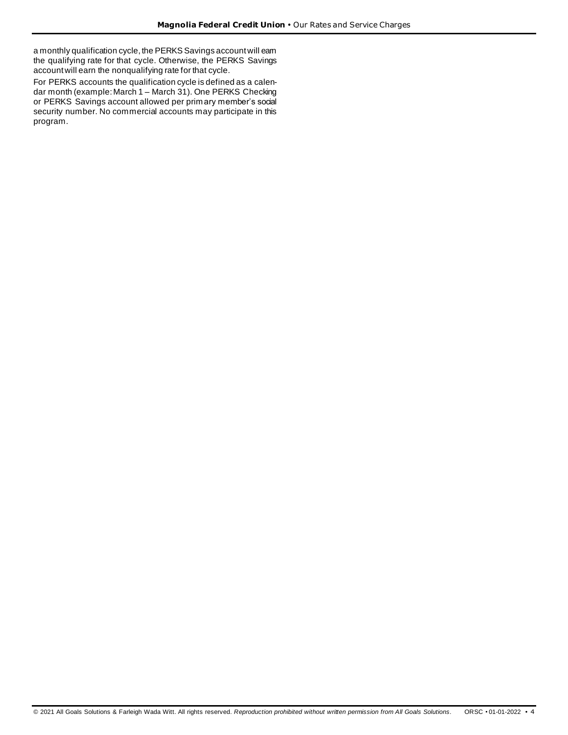a monthly qualification cycle, the PERKS Savings account will earn the qualifying rate for that cycle. Otherwise, the PERKS Savings account will earn the nonqualifying rate for that cycle.

For PERKS accounts the qualification cycle is defined as a calendar month (example: March 1 – March 31). One PERKS Checking or PERKS Savings account allowed per primary member's social security number. No commercial accounts may participate in this program.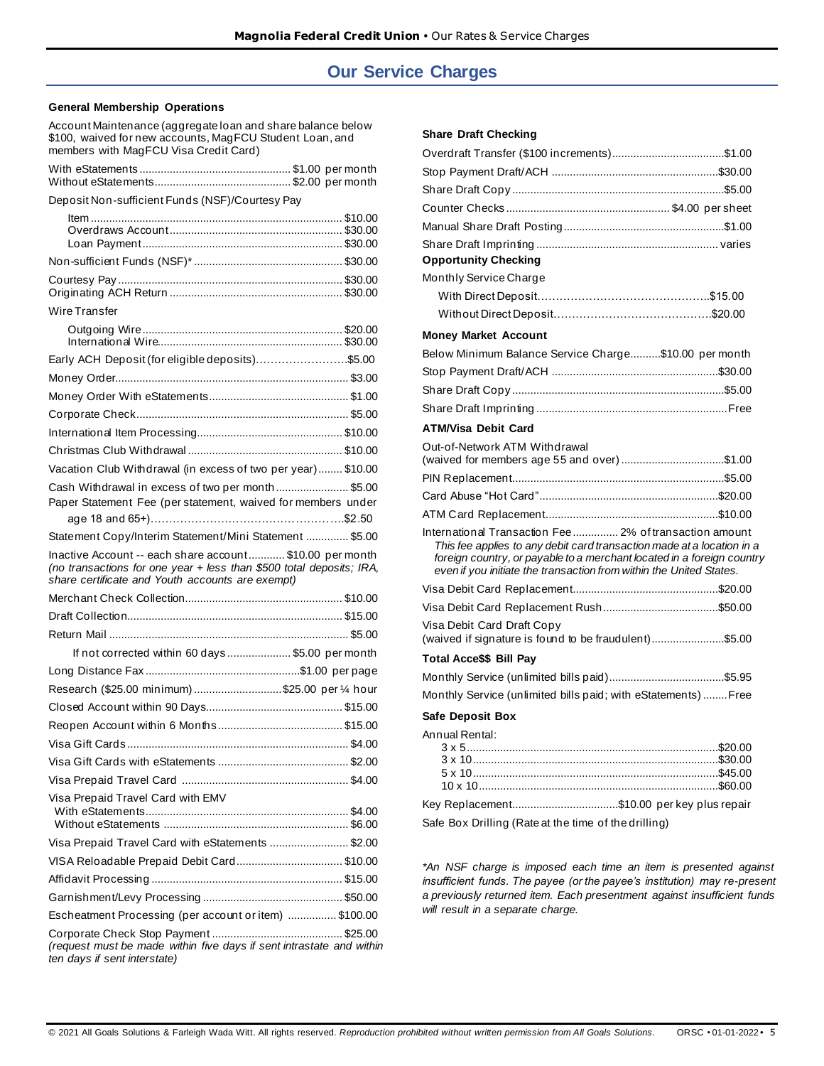# Our Service Charges

### General Membership Operations

Account Maintenance (aggregate loan and share balance below $100, waived for new accounts, MagFCU Student Loan, and members with MagFCU Visa Credit Card)

| | |
|---|---|
| With eStatements | $1.00 per month |
| Without eStatements | $2.00 per month |

Deposit Non-sufficient Funds (NSF)/Courtesy Pay

| | |
|---|---|
| Item | $10.00 |
| Overdraws Account | $30.00 |
| Loan Payment | $30.00 |
| Non-sufficient Funds (NSF)* | $30.00 |
| Courtesy Pay | $30.00 |
| Originating ACH Return | $30.00 |

Wire Transfer

| | |
|---|---|
| Outgoing Wire | $20.00 |
| International Wire | $30.00 |
| Early ACH Deposit (for eligible deposits) | $5.00 |
| Money Order | $3.00 |
| Money Order With eStatements | $1.00 |
| Corporate Check | $5.00 |
| International Item Processing | $10.00 |
| Christmas Club Withdrawal | $10.00 |
| Vacation Club Withdrawal (in excess of two per year) | $10.00 |
| Cash Withdrawal in excess of two per month | $5.00 |
| Paper Statement Fee (per statement, waived for members under age 18 and 65+) | $2.50 |
| Statement Copy/Interim Statement/Mini Statement | $5.00 |
| Inactive Account -- each share account | $10.00 per month |

*(no transactions for one year + less than $500 total deposits; IRA, share certificate and Youth accounts are exempt)*

| | |
|---|---|
| Merchant Check Collection | $10.00 |
| Draft Collection | $15.00 |
| Return Mail | $5.00 |
| If not corrected within 60 days | $5.00 per month |
| Long Distance Fax | $1.00 per page |
| Research ($25.00 minimum) | $25.00 per ¼ hour |
| Closed Account within 90 Days | $15.00 |
| Reopen Account within 6 Months | $15.00 |
| Visa Gift Cards | $4.00 |
| Visa Gift Cards with eStatements | $2.00 |
| Visa Prepaid Travel Card | $4.00 |

Visa Prepaid Travel Card with EMV

| | |
|---|---|
| With eStatements | $4.00 |
| Without eStatements | $6.00 |
| Visa Prepaid Travel Card with eStatements | $2.00 |
| VISA Reloadable Prepaid Debit Card | $10.00 |
| Affidavit Processing | $15.00 |
| Garnishment/Levy Processing | $50.00 |
| Escheatment Processing (per account or item) | $100.00 |
| Corporate Check Stop Payment | $25.00 |

*(request must be made within five days if sent intrastate and within ten days if sent interstate)*

### Share Draft Checking

| | |
|---|---|
| Overdraft Transfer ($100 increments) | $1.00 |
| Stop Payment Draft/ACH | $30.00 |
| Share Draft Copy | $5.00 |
| Counter Checks | $4.00 per sheet |
| Manual Share Draft Posting | $1.00 |
| Share Draft Imprinting | varies |

### Opportunity Checking

Monthly Service Charge

| | |
|---|---|
| With Direct Deposit | $15.00 |
| Without Direct Deposit | $20.00 |

### Money Market Account

| | |
|---|---|
| Below Minimum Balance Service Charge | $10.00 per month |
| Stop Payment Draft/ACH | $30.00 |
| Share Draft Copy | $5.00 |
| Share Draft Imprinting | Free |

### ATM/Visa Debit Card

| | |
|---|---|
| Out-of-Network ATM Withdrawal (waived for members age 55 and over) | $1.00 |
| PIN Replacement | $5.00 |
| Card Abuse "Hot Card" | $20.00 |
| ATM Card Replacement | $10.00 |
| International Transaction Fee | 2% of transaction amount |

*This fee applies to any debit card transaction made at a location in a foreign country, or payable to a merchant located in a foreign country even if you initiate the transaction from within the United States.*

| | |
|---|---|
| Visa Debit Card Replacement | $20.00 |
| Visa Debit Card Replacement Rush | $50.00 |
| Visa Debit Card Draft Copy (waived if signature is found to be fraudulent) | $5.00 |

### Total Acce$$ Bill Pay

| | |
|---|---|
| Monthly Service (unlimited bills paid) | $5.95 |
| Monthly Service (unlimited bills paid; with eStatements) | Free |

### Safe Deposit Box

Annual Rental:

| | |
|---|---|
| 3 x 5 | $20.00 |
| 3 x 10 | $30.00 |
| 5 x 10 | $45.00 |
| 10 x 10 | $60.00 |
| Key Replacement | $10.00 per key plus repair |

Safe Box Drilling (Rate at the time of the drilling)

*\*An NSF charge is imposed each time an item is presented against insufficient funds. The payee (or the payee's institution) may re-present a previously returned item. Each presentment against insufficient funds will result in a separate charge.*